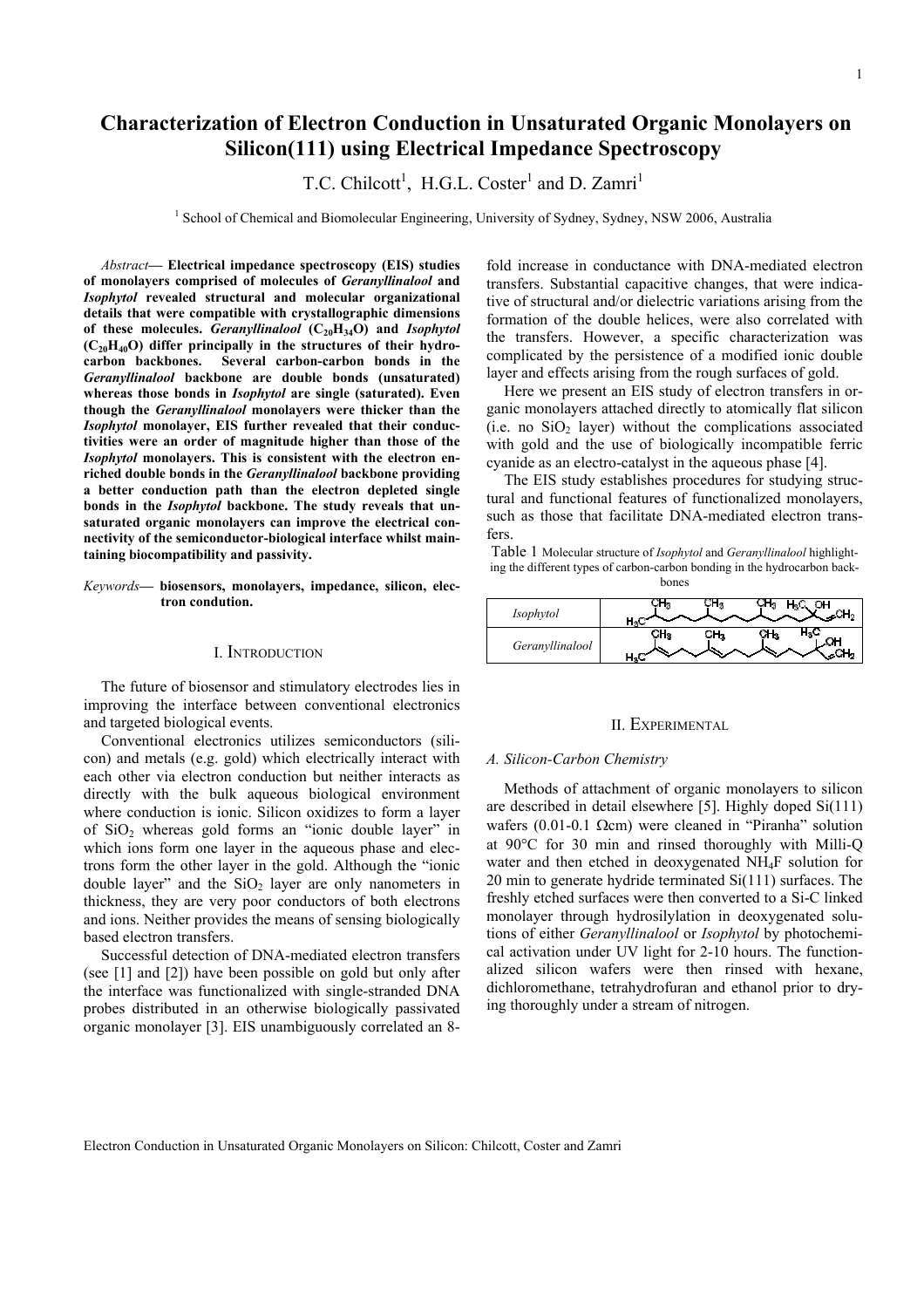# Characterization of Electron Conduction in Unsaturated Organic Monolayers on Silicon(111) using Electrical Impedance Spectroscopy

T.C. Chilcott[1], H.G.L. Coster[1] and D. Zamri[1]

[1] School of Chemical and Biomolecular Engineering, University of Sydney, Sydney, NSW 2006, Australia

*Abstract*— **Electrical impedance spectroscopy (EIS) studies of monolayers comprised of molecules of *Geranyllinalool* and *Isophytol* revealed structural and molecular organizational details that were compatible with crystallographic dimensions of these molecules. *Geranyllinalool* ($C_{20}H_{34}O$) and *Isophytol* ($C_{20}H_{40}O$) differ principally in the structures of their hydrocarbon backbones. Several carbon-carbon bonds in the *Geranyllinalool* backbone are double bonds (unsaturated) whereas those bonds in *Isophytol* are single (saturated). Even though the *Geranyllinalool* monolayers were thicker than the *Isophytol* monolayer, EIS further revealed that their conductivities were an order of magnitude higher than those of the *Isophytol* monolayers. This is consistent with the electron enriched double bonds in the *Geranyllinalool* backbone providing a better conduction path than the electron depleted single bonds in the *Isophytol* backbone. The study reveals that unsaturated organic monolayers can improve the electrical connectivity of the semiconductor-biological interface whilst maintaining biocompatibility and passivity.**

*Keywords*— **biosensors, monolayers, impedance, silicon, electron condution.**

## I. Introduction

The future of biosensor and stimulatory electrodes lies in improving the interface between conventional electronics and targeted biological events.

Conventional electronics utilizes semiconductors (silicon) and metals (e.g. gold) which electrically interact with each other via electron conduction but neither interacts as directly with the bulk aqueous biological environment where conduction is ionic. Silicon oxidizes to form a layer of $SiO_2$ whereas gold forms an "ionic double layer" in which ions form one layer in the aqueous phase and electrons form the other layer in the gold. Although the "ionic double layer" and the $SiO_2$ layer are only nanometers in thickness, they are very poor conductors of both electrons and ions. Neither provides the means of sensing biologically based electron transfers.

Successful detection of DNA-mediated electron transfers (see [1] and [2]) have been possible on gold but only after the interface was functionalized with single-stranded DNA probes distributed in an otherwise biologically passivated organic monolayer [3]. EIS unambiguously correlated an 8-fold increase in conductance with DNA-mediated electron transfers. Substantial capacitive changes, that were indicative of structural and/or dielectric variations arising from the formation of the double helices, were also correlated with the transfers. However, a specific characterization was complicated by the persistence of a modified ionic double layer and effects arising from the rough surfaces of gold.

Here we present an EIS study of electron transfers in organic monolayers attached directly to atomically flat silicon (i.e. no $SiO_2$ layer) without the complications associated with gold and the use of biologically incompatible ferric cyanide as an electro-catalyst in the aqueous phase [4].

The EIS study establishes procedures for studying structural and functional features of functionalized monolayers, such as those that facilitate DNA-mediated electron transfers.

Table 1 Molecular structure of *Isophytol* and *Geranyllinalool* highlighting the different types of carbon-carbon bonding in the hydrocarbon backbones

| | |
|---|---|
| *Isophytol* | $H_3C$ CH3 CH3 CH3 $H_3C$ OH $CH_2$ |
| *Geranyllinalool* | $H_3C$ CH3 CH3 CH3 $H_3C$ OH $CH_2$ |

## II. Experimental

### A. Silicon-Carbon Chemistry

Methods of attachment of organic monolayers to silicon are described in detail elsewhere [5]. Highly doped Si(111) wafers (0.01-0.1 Ωcm) were cleaned in "Piranha" solution at 90°C for 30 min and rinsed thoroughly with Milli-Q water and then etched in deoxygenated $NH_4F$ solution for 20 min to generate hydride terminated Si(111) surfaces. The freshly etched surfaces were then converted to a Si-C linked monolayer through hydrosilylation in deoxygenated solutions of either *Geranyllinalool* or *Isophytol* by photochemical activation under UV light for 2-10 hours. The functionalized silicon wafers were then rinsed with hexane, dichloromethane, tetrahydrofuran and ethanol prior to drying thoroughly under a stream of nitrogen.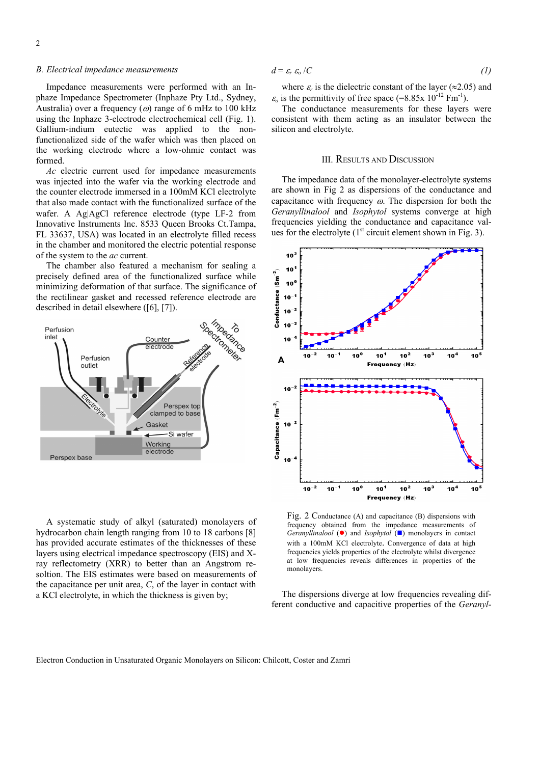### B. Electrical impedance measurements

Impedance measurements were performed with an Inphaze Impedance Spectrometer (Inphaze Pty Ltd., Sydney, Australia) over a frequency ($\omega$) range of 6 mHz to 100 kHz using the Inphaze 3-electrode electrochemical cell (Fig. 1). Gallium-indium eutectic was applied to the non-functionalized side of the wafer which was then placed on the working electrode where a low-ohmic contact was formed.

*Ac* electric current used for impedance measurements was injected into the wafer via the working electrode and the counter electrode immersed in a 100mM KCl electrolyte that also made contact with the functionalized surface of the wafer. A Ag|AgCl reference electrode (type LF-2 from Innovative Instruments Inc. 8533 Queen Brooks Ct.Tampa, FL 33637, USA) was located in an electrolyte filled recess in the chamber and monitored the electric potential response of the system to the *ac* current.

The chamber also featured a mechanism for sealing a precisely defined area of the functionalized surface while minimizing deformation of that surface. The significance of the rectilinear gasket and recessed reference electrode are described in detail elsewhere ([6], [7]).

A systematic study of alkyl (saturated) monolayers of hydrocarbon chain length ranging from 10 to 18 carbons [8] has provided accurate estimates of the thicknesses of these layers using electrical impedance spectroscopy (EIS) and X-ray reflectometry (XRR) to better than an Angstrom resolution. The EIS estimates were based on measurements of the capacitance per unit area, *C*, of the layer in contact with a KCl electrolyte, in which the thickness is given by;

$$d = \varepsilon_r \varepsilon_o / C \tag{1}$$

where $\varepsilon_r$ is the dielectric constant of the layer (≈2.05) and $\varepsilon_o$ is the permittivity of free space (=8.85x $10^{-12}$ $Fm^{-1}$).

The conductance measurements for these layers were consistent with them acting as an insulator between the silicon and electrolyte.

## III. Results and Discussion

The impedance data of the monolayer-electrolyte systems are shown in Fig 2 as dispersions of the conductance and capacitance with frequency $\omega$. The dispersion for both the *Geranyllinalool* and *Isophytol* systems converge at high frequencies yielding the conductance and capacitance values for the electrolyte (1st circuit element shown in Fig. 3).

Fig. 2 Conductance (A) and capacitance (B) dispersions with frequency obtained from the impedance measurements of *Geranyllinalool* (●) and *Isophytol* (■) monolayers in contact with a 100mM KCl electrolyte. Convergence of data at high frequencies yields properties of the electrolyte whilst divergence at low frequencies reveals differences in properties of the monolayers.

The dispersions diverge at low frequencies revealing different conductive and capacitive properties of the *Geranyl-*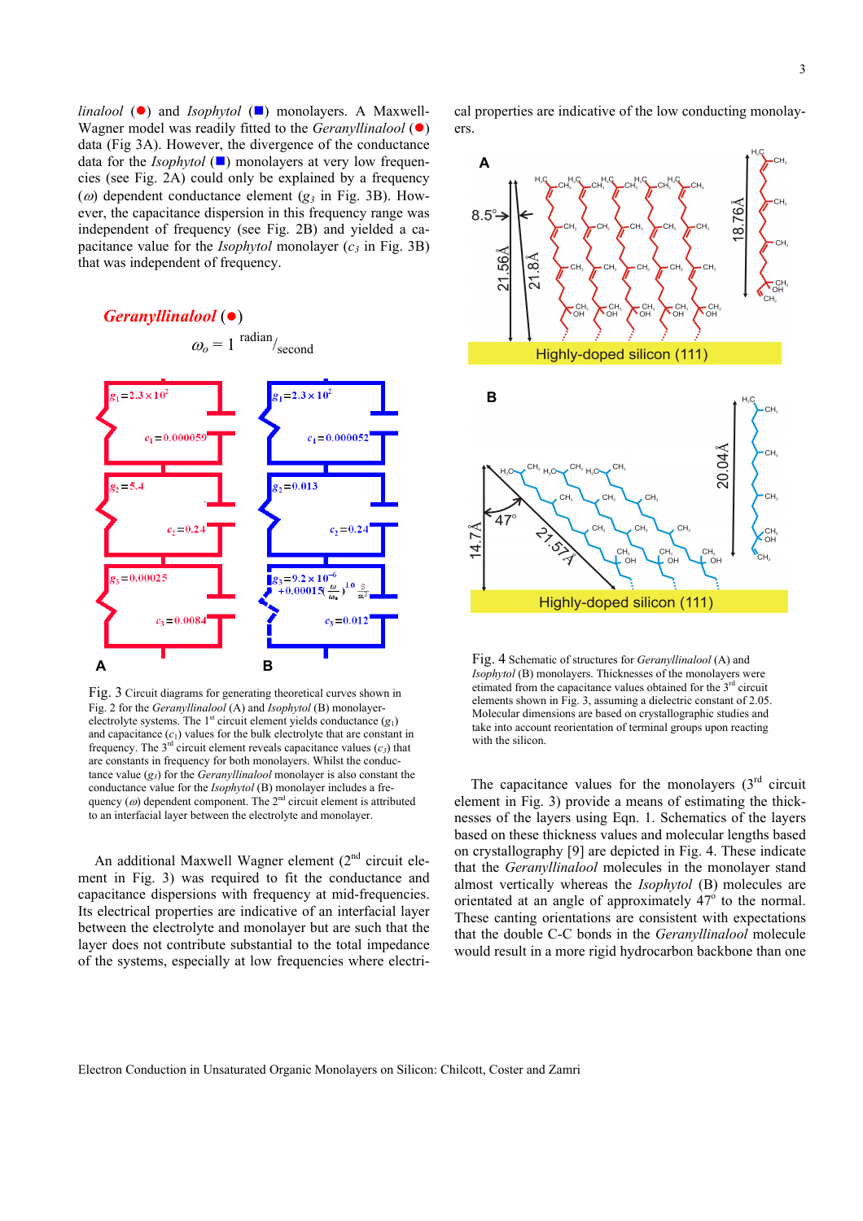*linalool* (●) and *Isophytol* (■) monolayers. A Maxwell-Wagner model was readily fitted to the *Geranyllinalool* (●) data (Fig 3A). However, the divergence of the conductance data for the *Isophytol* (■) monolayers at very low frequencies (see Fig. 2A) could only be explained by a frequency ($\omega$) dependent conductance element ($g_3$ in Fig. 3B). However, the capacitance dispersion in this frequency range was independent of frequency (see Fig. 2B) and yielded a capacitance value for the *Isophytol* monolayer ($c_3$ in Fig. 3B) that was independent of frequency.

Fig. 3 Circuit diagrams for generating theoretical curves shown in Fig. 2 for the *Geranyllinalool* (A) and *Isophytol* (B) monolayer-electrolyte systems. The 1st circuit element yields conductance ($g_1$) and capacitance ($c_1$) values for the bulk electrolyte that are constant in frequency. The 3rd circuit element reveals capacitance values ($c_3$) that are constants in frequency for both monolayers. Whilst the conductance value ($g_3$) for the *Geranyllinalool* monolayer is also constant the conductance value for the *Isophytol* (B) monolayer includes a frequency ($\omega$) dependent component. The 2nd circuit element is attributed to an interfacial layer between the electrolyte and monolayer.

An additional Maxwell Wagner element (2nd circuit element in Fig. 3) was required to fit the conductance and capacitance dispersions with frequency at mid-frequencies. Its electrical properties are indicative of an interfacial layer between the electrolyte and monolayer but are such that the layer does not contribute substantial to the total impedance of the systems, especially at low frequencies where electrical properties are indicative of the low conducting monolayers.

Fig. 4 Schematic of structures for *Geranyllinalool* (A) and *Isophytol* (B) monolayers. Thicknesses of the monolayers were etimated from the capacitance values obtained for the 3rd circuit elements shown in Fig. 3, assuming a dielectric constant of 2.05. Molecular dimensions are based on crystallographic studies and take into account reorientation of terminal groups upon reacting with the silicon.

The capacitance values for the monolayers (3rd circuit element in Fig. 3) provide a means of estimating the thicknesses of the layers using Eqn. 1. Schematics of the layers based on these thickness values and molecular lengths based on crystallography [9] are depicted in Fig. 4. These indicate that the *Geranyllinalool* molecules in the monolayer stand almost vertically whereas the *Isophytol* (B) molecules are orientated at an angle of approximately 47° to the normal. These canting orientations are consistent with expectations that the double C-C bonds in the *Geranyllinalool* molecule would result in a more rigid hydrocarbon backbone than one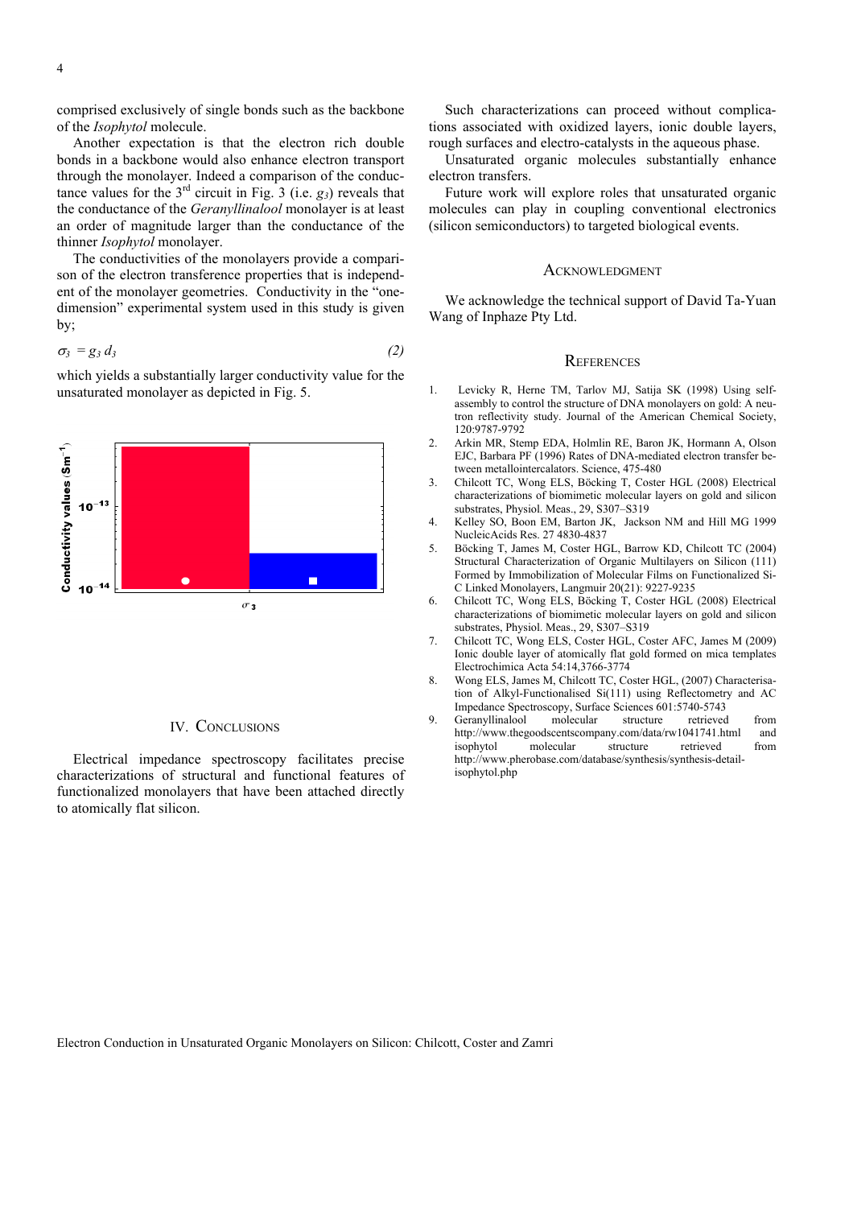comprised exclusively of single bonds such as the backbone of the *Isophytol* molecule.

Another expectation is that the electron rich double bonds in a backbone would also enhance electron transport through the monolayer. Indeed a comparison of the conductance values for the 3rd circuit in Fig. 3 (i.e. $g_3$) reveals that the conductance of the *Geranyllinalool* monolayer is at least an order of magnitude larger than the conductance of the thinner *Isophytol* monolayer.

The conductivities of the monolayers provide a comparison of the electron transference properties that is independent of the monolayer geometries. Conductivity in the "one-dimension" experimental system used in this study is given by;

$$\sigma_3 = g_3 d_3 \qquad (2)$$

which yields a substantially larger conductivity value for the unsaturated monolayer as depicted in Fig. 5.

Conductivity values (Sm$^{-1}$)

$10^{-13}$

$10^{-14}$

$\sigma_3$

## IV. Conclusions

Electrical impedance spectroscopy facilitates precise characterizations of structural and functional features of functionalized monolayers that have been attached directly to atomically flat silicon.

Such characterizations can proceed without complications associated with oxidized layers, ionic double layers, rough surfaces and electro-catalysts in the aqueous phase.

Unsaturated organic molecules substantially enhance electron transfers.

Future work will explore roles that unsaturated organic molecules can play in coupling conventional electronics (silicon semiconductors) to targeted biological events.

## Acknowledgment

We acknowledge the technical support of David Ta-Yuan Wang of Inphaze Pty Ltd.

## References

1. Levicky R, Herne TM, Tarlov MJ, Satija SK (1998) Using self-assembly to control the structure of DNA monolayers on gold: A neutron reflectivity study. Journal of the American Chemical Society, 120:9787-9792
2. Arkin MR, Stemp EDA, Holmlin RE, Baron JK, Hormann A, Olson EJC, Barbara PF (1996) Rates of DNA-mediated electron transfer between metallointercalators. Science, 475-480
3. Chilcott TC, Wong ELS, Böcking T, Coster HGL (2008) Electrical characterizations of biomimetic molecular layers on gold and silicon substrates, Physiol. Meas., 29, S307–S319
4. Kelley SO, Boon EM, Barton JK, Jackson NM and Hill MG 1999 NucleicAcids Res. 27 4830-4837
5. Böcking T, James M, Coster HGL, Barrow KD, Chilcott TC (2004) Structural Characterization of Organic Multilayers on Silicon (111) Formed by Immobilization of Molecular Films on Functionalized Si-C Linked Monolayers, Langmuir 20(21): 9227-9235
6. Chilcott TC, Wong ELS, Böcking T, Coster HGL (2008) Electrical characterizations of biomimetic molecular layers on gold and silicon substrates, Physiol. Meas., 29, S307–S319
7. Chilcott TC, Wong ELS, Coster HGL, Coster AFC, James M (2009) Ionic double layer of atomically flat gold formed on mica templates Electrochimica Acta 54:14,3766-3774
8. Wong ELS, James M, Chilcott TC, Coster HGL, (2007) Characterisation of Alkyl-Functionalised Si(111) using Reflectometry and AC Impedance Spectroscopy, Surface Sciences 601:5740-5743
9. Geranyllinalool molecular structure retrieved from http://www.thegoodscentscompany.com/data/rw1041741.html and isophytol molecular structure retrieved from http://www.pherobase.com/database/synthesis/synthesis-detail-isophytol.php